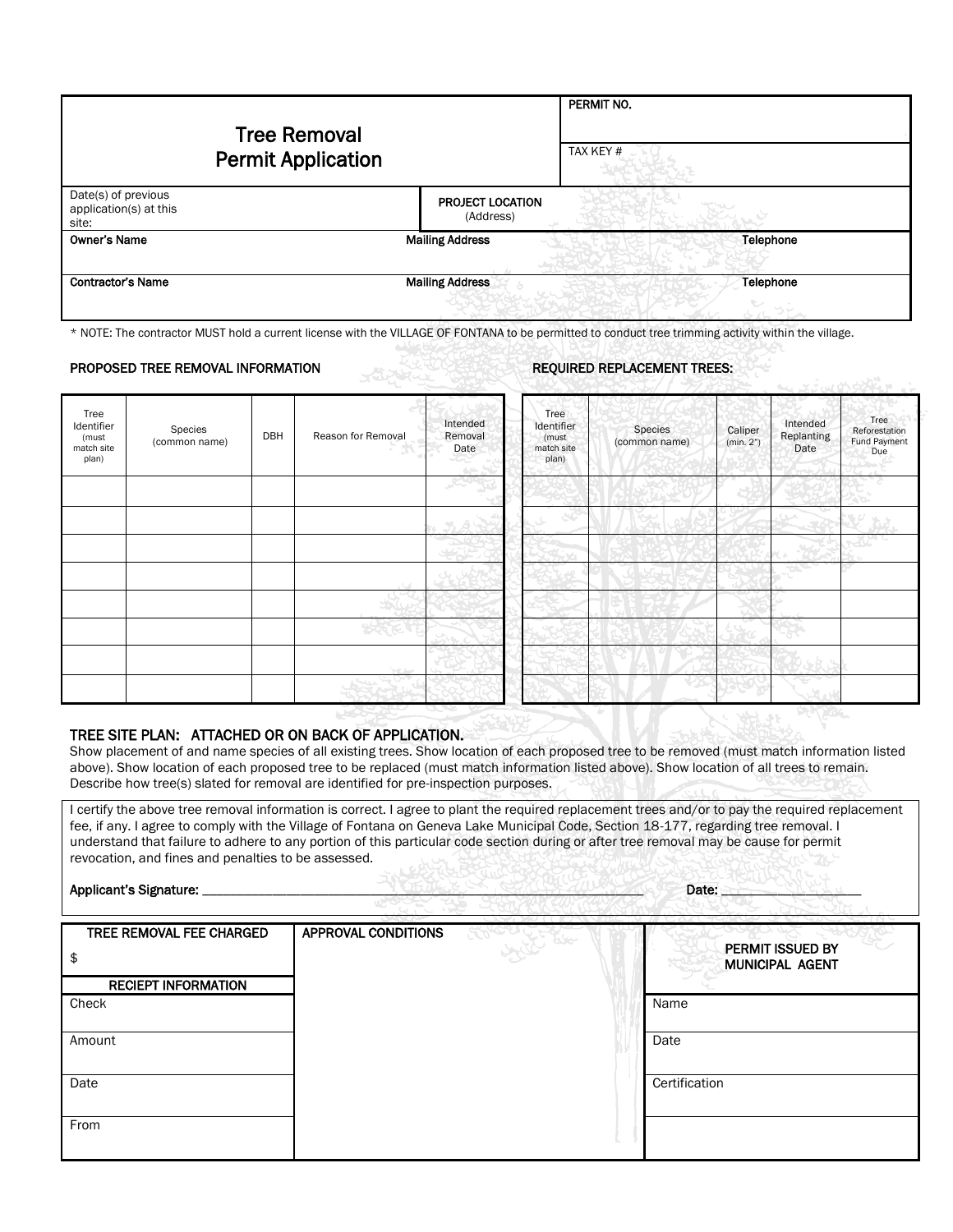# Tree Removal Permit Application

| | |
|---|---|
| PERMIT NO. | |
| TAX KEY # | |

| Date(s) of previous application(s) at this site: | PROJECT LOCATION (Address) |
|---|---|
| | |

| Owner's Name | Mailing Address | Telephone |
|---|---|---|
| | | |
| **Contractor's Name** | **Mailing Address** | **Telephone** |
| | | |

\* NOTE: The contractor MUST hold a current license with the VILLAGE OF FONTANA to be permitted to conduct tree trimming activity within the village.

## PROPOSED TREE REMOVAL INFORMATION

| Tree Identifier (must match site plan) | Species (common name) | DBH | Reason for Removal | Intended Removal Date |
|---|---|---|---|---|
| | | | | |
| | | | | |
| | | | | |
| | | | | |
| | | | | |
| | | | | |
| | | | | |
| | | | | |

## REQUIRED REPLACEMENT TREES:

| Tree Identifier (must match site plan) | Species (common name) | Caliper (min. 2") | Intended Replanting Date | Tree Reforestation Fund Payment Due |
|---|---|---|---|---|
| | | | | |
| | | | | |
| | | | | |
| | | | | |
| | | | | |
| | | | | |
| | | | | |
| | | | | |

## TREE SITE PLAN: ATTACHED OR ON BACK OF APPLICATION.

Show placement of and name species of all existing trees. Show location of each proposed tree to be removed (must match information listed above). Show location of each proposed tree to be replaced (must match information listed above). Show location of all trees to remain. Describe how tree(s) slated for removal are identified for pre-inspection purposes.

I certify the above tree removal information is correct. I agree to plant the required replacement trees and/or to pay the required replacement fee, if any. I agree to comply with the Village of Fontana on Geneva Lake Municipal Code, Section 18-177, regarding tree removal. I understand that failure to adhere to any portion of this particular code section during or after tree removal may be cause for permit revocation, and fines and penalties to be assessed.

**Applicant's Signature:** ________________________________________ **Date:** ______________

| TREE REMOVAL FEE CHARGED | APPROVAL CONDITIONS | PERMIT ISSUED BY MUNICIPAL AGENT |
|---|---|---|
| $ | | |
| **RECIEPT INFORMATION** | | |
| Check | | Name |
| Amount | | Date |
| Date | | Certification |
| From | | |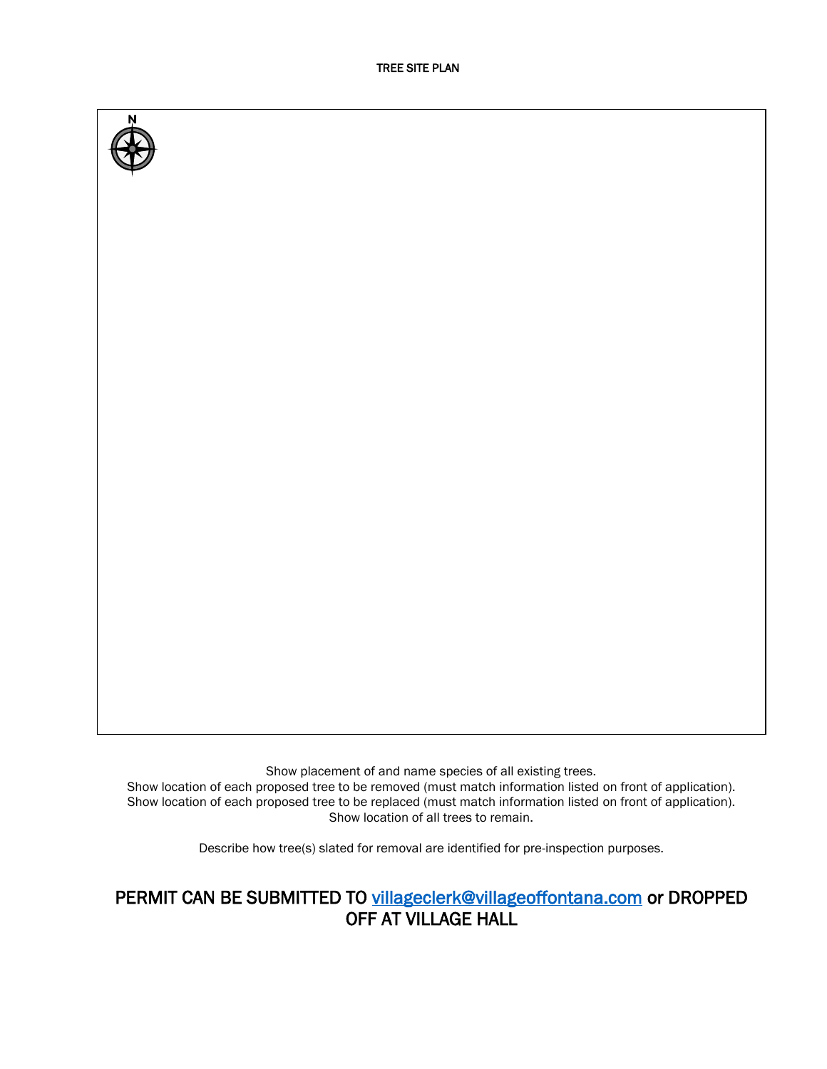# TREE SITE PLAN

N

Show placement of and name species of all existing trees.
Show location of each proposed tree to be removed (must match information listed on front of application).
Show location of each proposed tree to be replaced (must match information listed on front of application).
Show location of all trees to remain.

Describe how tree(s) slated for removal are identified for pre-inspection purposes.

## PERMIT CAN BE SUBMITTED TO villageclerk@villageoffontana.com or DROPPED OFF AT VILLAGE HALL